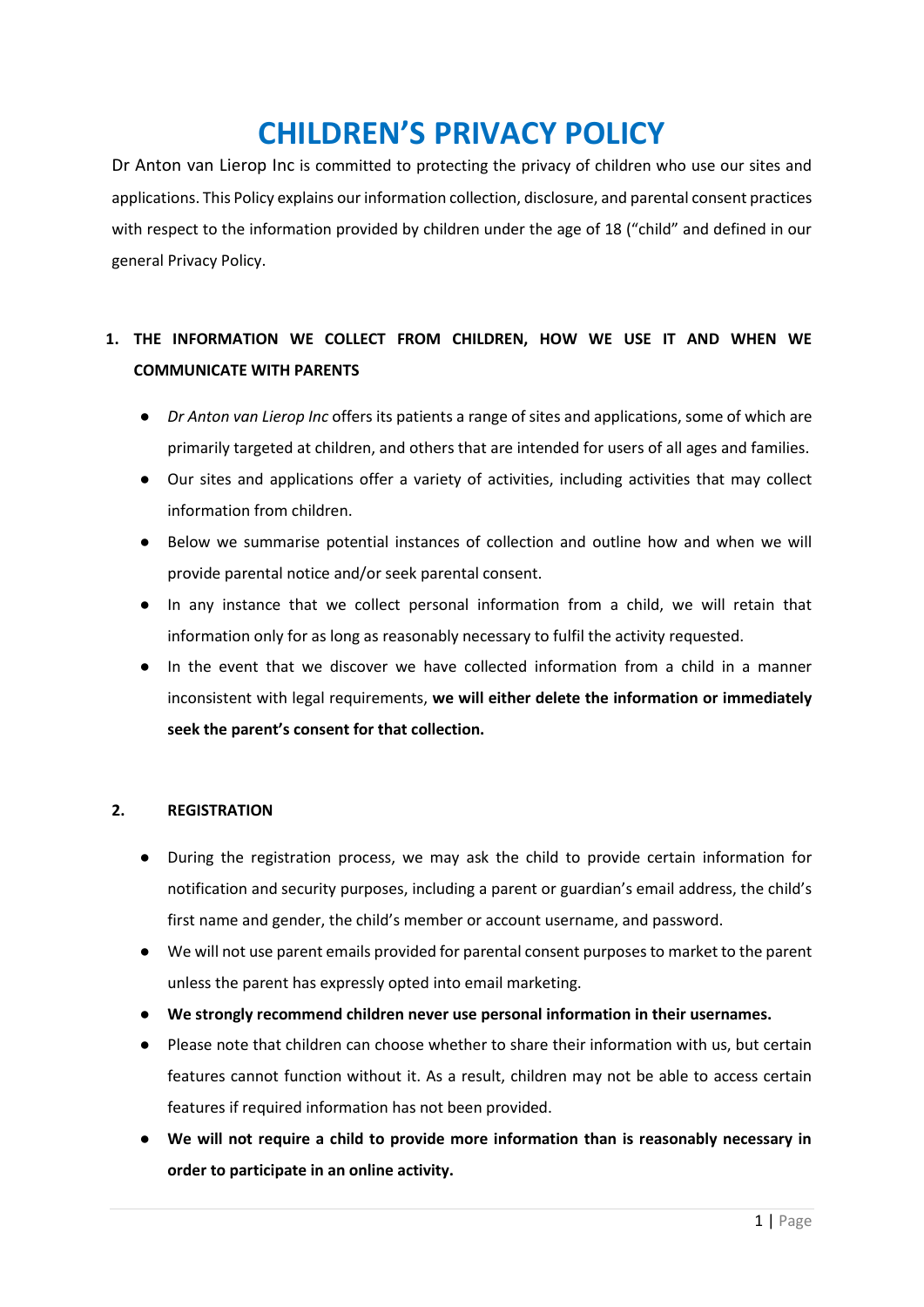# CHILDREN'S PRIVACY POLICY

Dr Anton van Lierop Inc is committed to protecting the privacy of children who use our sites and applications. This Policy explains our information collection, disclosure, and parental consent practices with respect to the information provided by children under the age of 18 ("child" and defined in our general Privacy Policy.

## 1. THE INFORMATION WE COLLECT FROM CHILDREN, HOW WE USE IT AND WHEN WE COMMUNICATE WITH PARENTS

- *Dr Anton van Lierop Inc* offers its patients a range of sites and applications, some of which are primarily targeted at children, and others that are intended for users of all ages and families.
- Our sites and applications offer a variety of activities, including activities that may collect information from children.
- Below we summarise potential instances of collection and outline how and when we will provide parental notice and/or seek parental consent.
- In any instance that we collect personal information from a child, we will retain that information only for as long as reasonably necessary to fulfil the activity requested.
- In the event that we discover we have collected information from a child in a manner inconsistent with legal requirements, **we will either delete the information or immediately seek the parent's consent for that collection.**

## 2. REGISTRATION

- During the registration process, we may ask the child to provide certain information for notification and security purposes, including a parent or guardian's email address, the child's first name and gender, the child's member or account username, and password.
- We will not use parent emails provided for parental consent purposes to market to the parent unless the parent has expressly opted into email marketing.
- **We strongly recommend children never use personal information in their usernames.**
- Please note that children can choose whether to share their information with us, but certain features cannot function without it. As a result, children may not be able to access certain features if required information has not been provided.
- **We will not require a child to provide more information than is reasonably necessary in order to participate in an online activity.**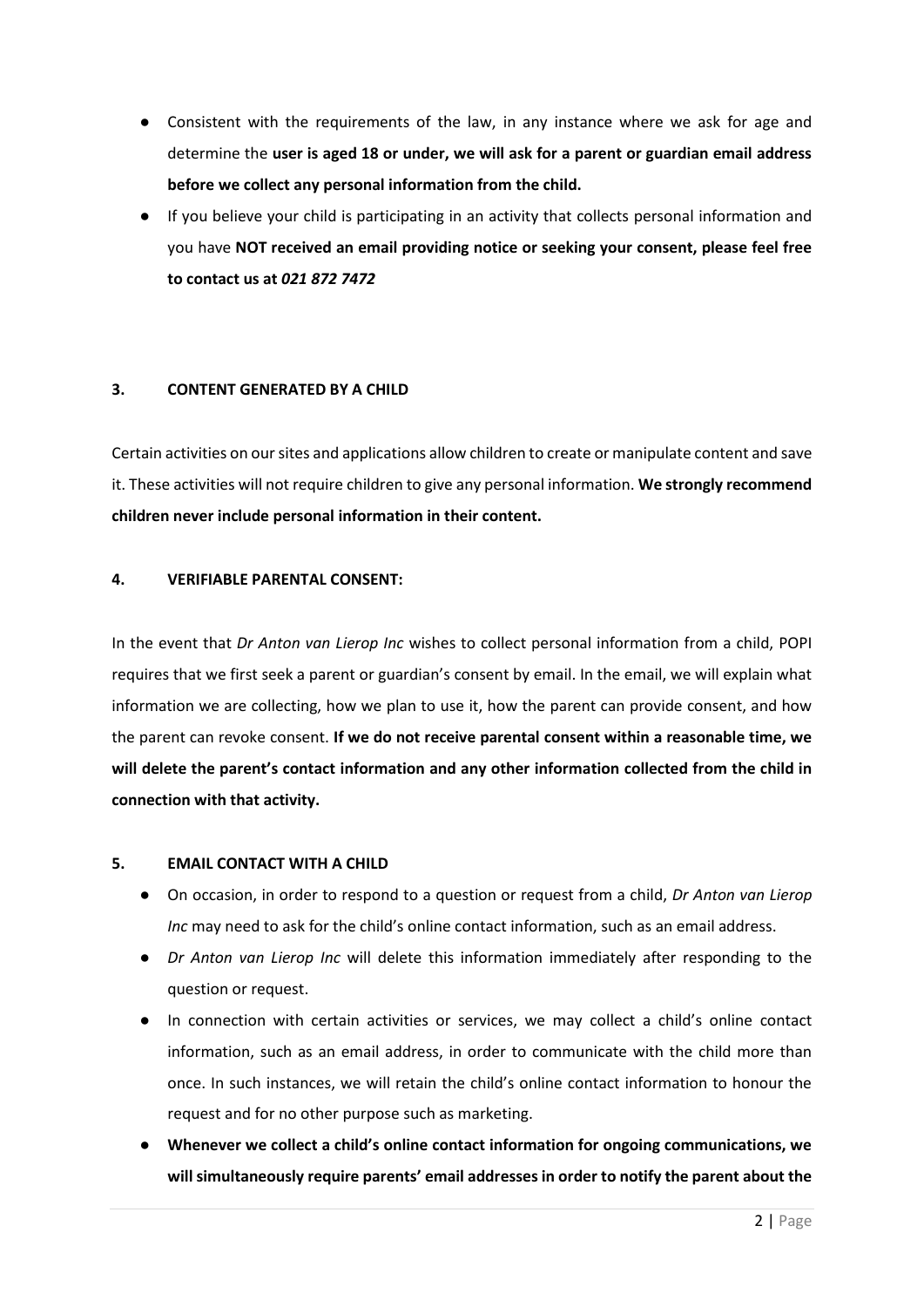- Consistent with the requirements of the law, in any instance where we ask for age and determine the **user is aged 18 or under, we will ask for a parent or guardian email address before we collect any personal information from the child.**
- If you believe your child is participating in an activity that collects personal information and you have **NOT received an email providing notice or seeking your consent, please feel free to contact us at *021 872 7472***

### 3. CONTENT GENERATED BY A CHILD

Certain activities on our sites and applications allow children to create or manipulate content and save it. These activities will not require children to give any personal information. **We strongly recommend children never include personal information in their content.**

### 4. VERIFIABLE PARENTAL CONSENT:

In the event that *Dr Anton van Lierop Inc* wishes to collect personal information from a child, POPI requires that we first seek a parent or guardian's consent by email. In the email, we will explain what information we are collecting, how we plan to use it, how the parent can provide consent, and how the parent can revoke consent. **If we do not receive parental consent within a reasonable time, we will delete the parent's contact information and any other information collected from the child in connection with that activity.**

### 5. EMAIL CONTACT WITH A CHILD

- On occasion, in order to respond to a question or request from a child, *Dr Anton van Lierop Inc* may need to ask for the child's online contact information, such as an email address.
- *Dr Anton van Lierop Inc* will delete this information immediately after responding to the question or request.
- In connection with certain activities or services, we may collect a child's online contact information, such as an email address, in order to communicate with the child more than once. In such instances, we will retain the child's online contact information to honour the request and for no other purpose such as marketing.
- **Whenever we collect a child's online contact information for ongoing communications, we will simultaneously require parents' email addresses in order to notify the parent about the**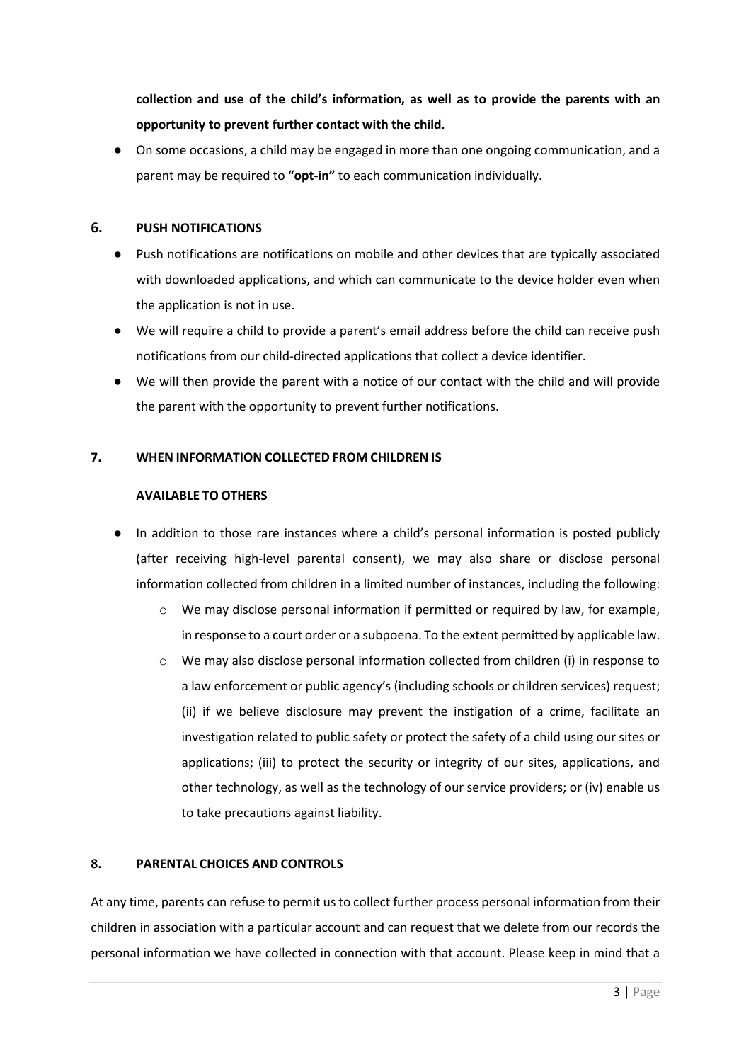**collection and use of the child's information, as well as to provide the parents with an opportunity to prevent further contact with the child.**

- On some occasions, a child may be engaged in more than one ongoing communication, and a parent may be required to **"opt-in"** to each communication individually.

## 6. PUSH NOTIFICATIONS

- Push notifications are notifications on mobile and other devices that are typically associated with downloaded applications, and which can communicate to the device holder even when the application is not in use.
- We will require a child to provide a parent's email address before the child can receive push notifications from our child-directed applications that collect a device identifier.
- We will then provide the parent with a notice of our contact with the child and will provide the parent with the opportunity to prevent further notifications.

## 7. WHEN INFORMATION COLLECTED FROM CHILDREN IS AVAILABLE TO OTHERS

- In addition to those rare instances where a child's personal information is posted publicly (after receiving high-level parental consent), we may also share or disclose personal information collected from children in a limited number of instances, including the following:
  - We may disclose personal information if permitted or required by law, for example, in response to a court order or a subpoena. To the extent permitted by applicable law.
  - We may also disclose personal information collected from children (i) in response to a law enforcement or public agency's (including schools or children services) request; (ii) if we believe disclosure may prevent the instigation of a crime, facilitate an investigation related to public safety or protect the safety of a child using our sites or applications; (iii) to protect the security or integrity of our sites, applications, and other technology, as well as the technology of our service providers; or (iv) enable us to take precautions against liability.

## 8. PARENTAL CHOICES AND CONTROLS

At any time, parents can refuse to permit us to collect further process personal information from their children in association with a particular account and can request that we delete from our records the personal information we have collected in connection with that account. Please keep in mind that a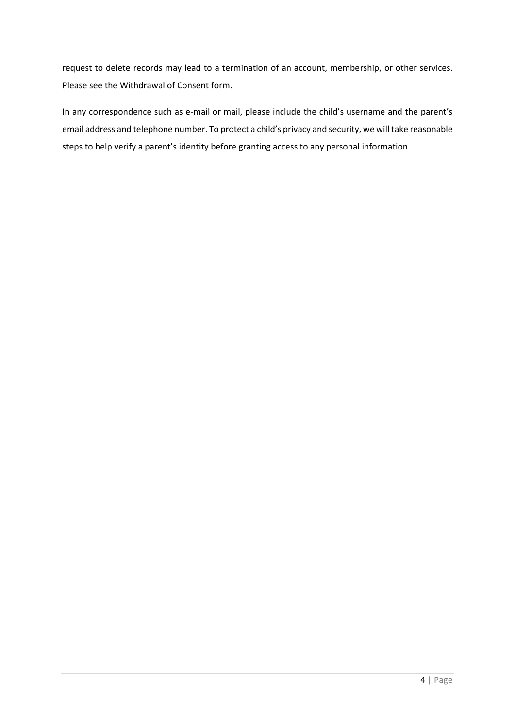request to delete records may lead to a termination of an account, membership, or other services. Please see the Withdrawal of Consent form.

In any correspondence such as e-mail or mail, please include the child's username and the parent's email address and telephone number. To protect a child's privacy and security, we will take reasonable steps to help verify a parent's identity before granting access to any personal information.